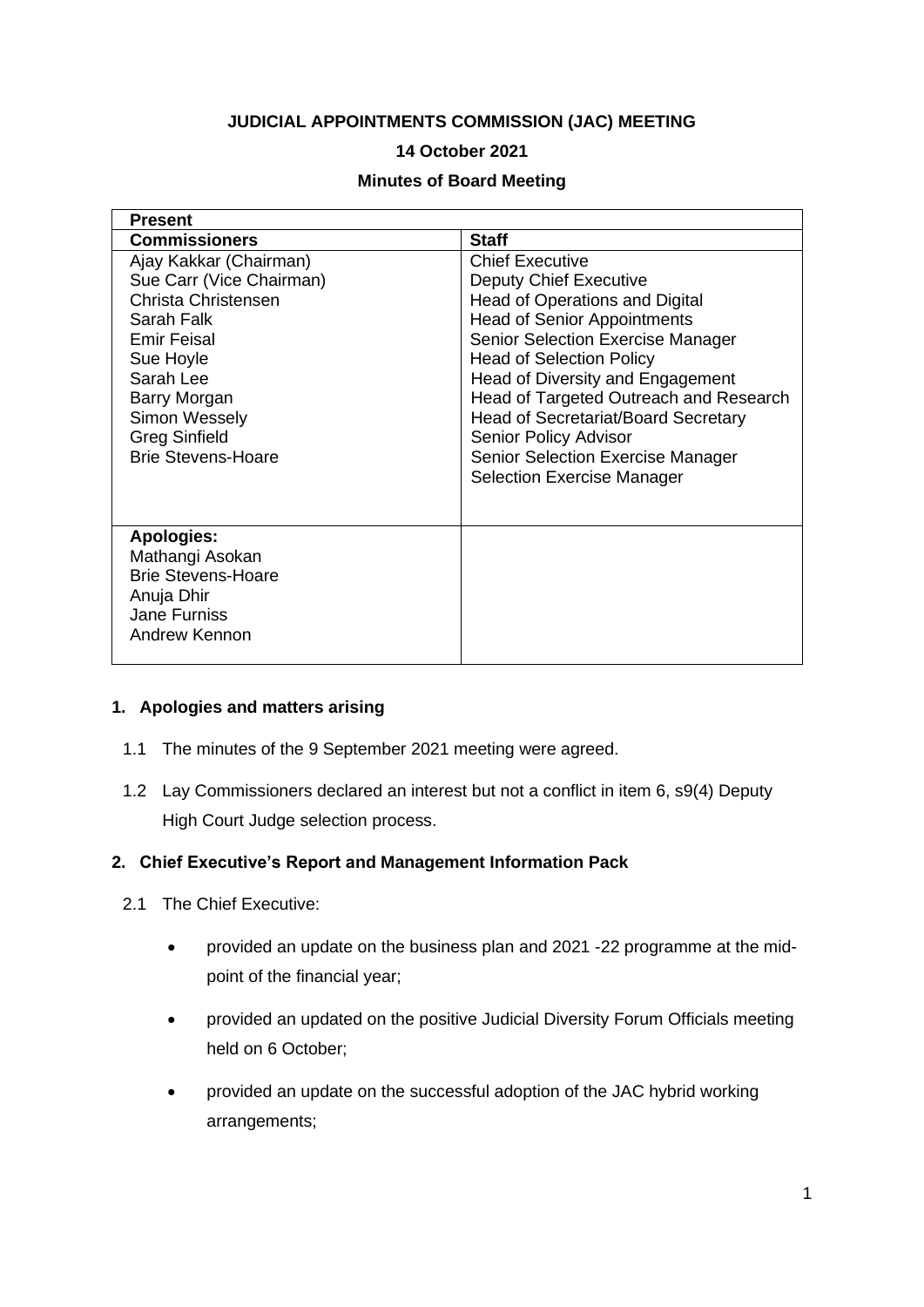**JUDICIAL APPOINTMENTS COMMISSION (JAC) MEETING**

**14 October 2021**

**Minutes of Board Meeting**

| **Present** | |
|---|---|
| **Commissioners** | **Staff** |
| Ajay Kakkar (Chairman)<br>Sue Carr (Vice Chairman)<br>Christa Christensen<br>Sarah Falk<br>Emir Feisal<br>Sue Hoyle<br>Sarah Lee<br>Barry Morgan<br>Simon Wessely<br>Greg Sinfield<br>Brie Stevens-Hoare | Chief Executive<br>Deputy Chief Executive<br>Head of Operations and Digital<br>Head of Senior Appointments<br>Senior Selection Exercise Manager<br>Head of Selection Policy<br>Head of Diversity and Engagement<br>Head of Targeted Outreach and Research<br>Head of Secretariat/Board Secretary<br>Senior Policy Advisor<br>Senior Selection Exercise Manager<br>Selection Exercise Manager |
| **Apologies:**<br>Mathangi Asokan<br>Brie Stevens-Hoare<br>Anuja Dhir<br>Jane Furniss<br>Andrew Kennon | |

## 1. Apologies and matters arising

1.1 The minutes of the 9 September 2021 meeting were agreed.

1.2 Lay Commissioners declared an interest but not a conflict in item 6, s9(4) Deputy High Court Judge selection process.

## 2. Chief Executive's Report and Management Information Pack

2.1 The Chief Executive:

- provided an update on the business plan and 2021 -22 programme at the mid-point of the financial year;
- provided an updated on the positive Judicial Diversity Forum Officials meeting held on 6 October;
- provided an update on the successful adoption of the JAC hybrid working arrangements;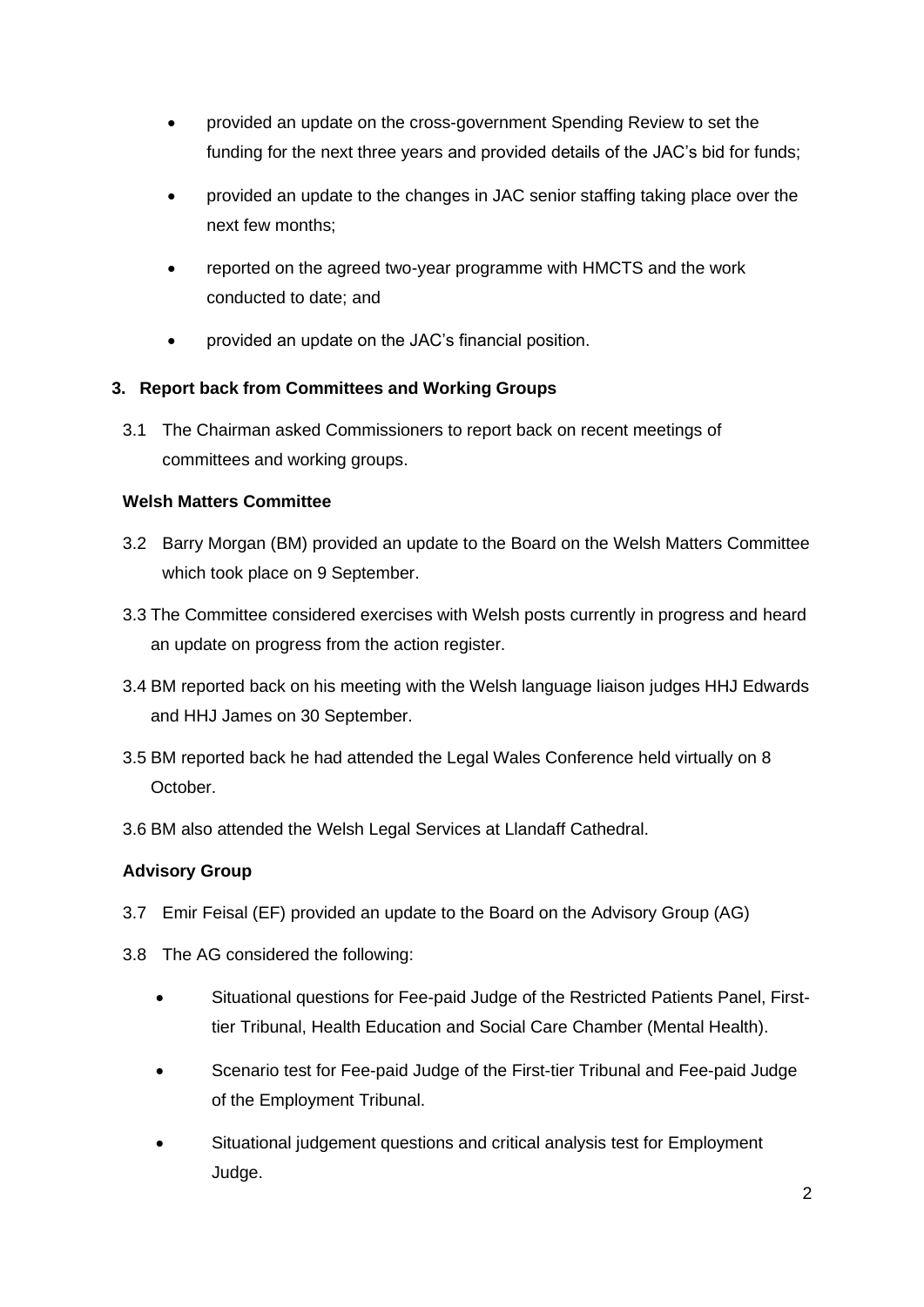- provided an update on the cross-government Spending Review to set the funding for the next three years and provided details of the JAC's bid for funds;
- provided an update to the changes in JAC senior staffing taking place over the next few months;
- reported on the agreed two-year programme with HMCTS and the work conducted to date; and
- provided an update on the JAC's financial position.

## 3. Report back from Committees and Working Groups

3.1 The Chairman asked Commissioners to report back on recent meetings of committees and working groups.

### Welsh Matters Committee

3.2 Barry Morgan (BM) provided an update to the Board on the Welsh Matters Committee which took place on 9 September.

3.3 The Committee considered exercises with Welsh posts currently in progress and heard an update on progress from the action register.

3.4 BM reported back on his meeting with the Welsh language liaison judges HHJ Edwards and HHJ James on 30 September.

3.5 BM reported back he had attended the Legal Wales Conference held virtually on 8 October.

3.6 BM also attended the Welsh Legal Services at Llandaff Cathedral.

### Advisory Group

3.7 Emir Feisal (EF) provided an update to the Board on the Advisory Group (AG)

3.8 The AG considered the following:

- Situational questions for Fee-paid Judge of the Restricted Patients Panel, First-tier Tribunal, Health Education and Social Care Chamber (Mental Health).
- Scenario test for Fee-paid Judge of the First-tier Tribunal and Fee-paid Judge of the Employment Tribunal.
- Situational judgement questions and critical analysis test for Employment Judge.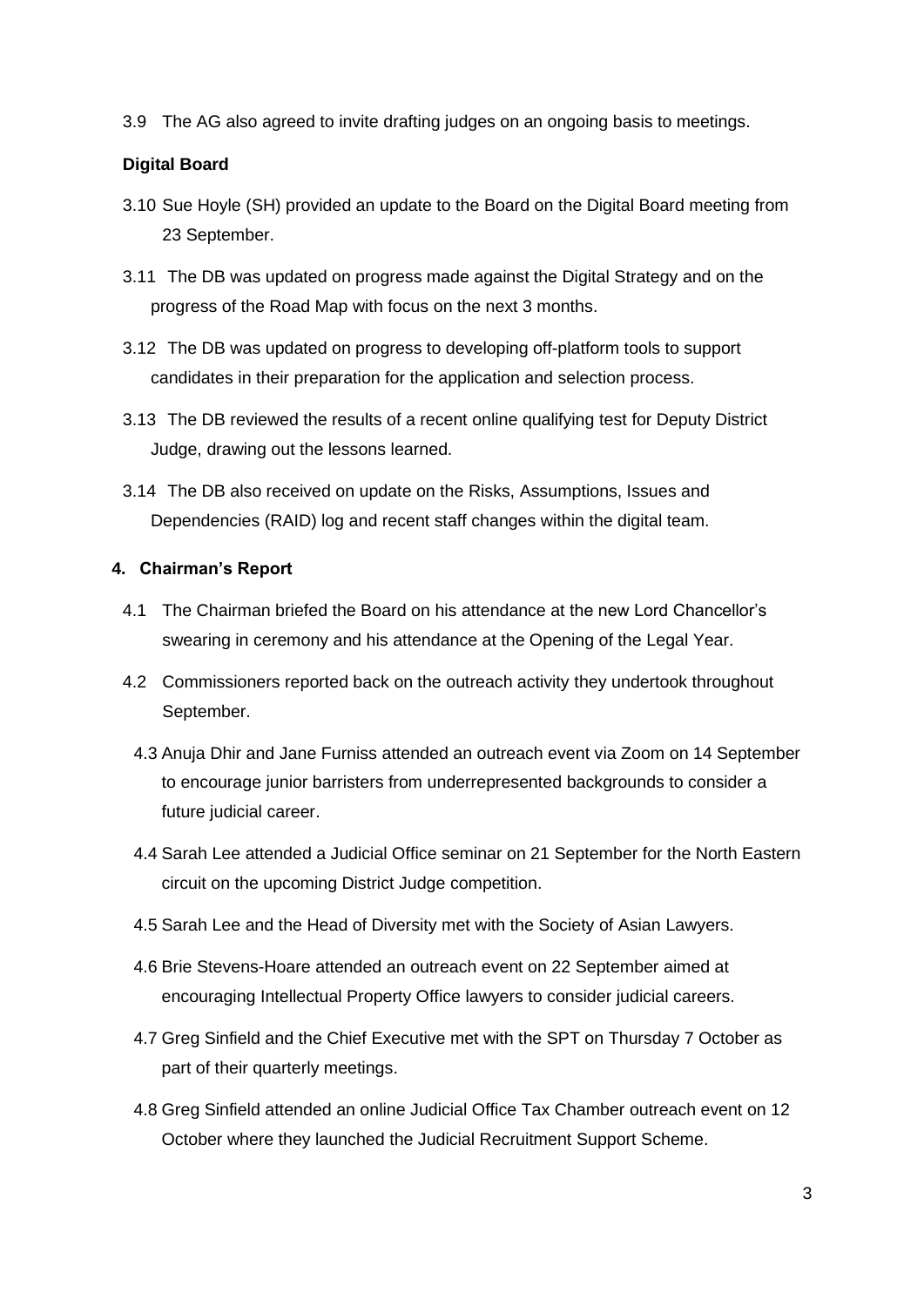3.9 The AG also agreed to invite drafting judges on an ongoing basis to meetings.

**Digital Board**

3.10 Sue Hoyle (SH) provided an update to the Board on the Digital Board meeting from 23 September.

3.11 The DB was updated on progress made against the Digital Strategy and on the progress of the Road Map with focus on the next 3 months.

3.12 The DB was updated on progress to developing off-platform tools to support candidates in their preparation for the application and selection process.

3.13 The DB reviewed the results of a recent online qualifying test for Deputy District Judge, drawing out the lessons learned.

3.14 The DB also received on update on the Risks, Assumptions, Issues and Dependencies (RAID) log and recent staff changes within the digital team.

**4. Chairman's Report**

4.1 The Chairman briefed the Board on his attendance at the new Lord Chancellor's swearing in ceremony and his attendance at the Opening of the Legal Year.

4.2 Commissioners reported back on the outreach activity they undertook throughout September.

4.3 Anuja Dhir and Jane Furniss attended an outreach event via Zoom on 14 September to encourage junior barristers from underrepresented backgrounds to consider a future judicial career.

4.4 Sarah Lee attended a Judicial Office seminar on 21 September for the North Eastern circuit on the upcoming District Judge competition.

4.5 Sarah Lee and the Head of Diversity met with the Society of Asian Lawyers.

4.6 Brie Stevens-Hoare attended an outreach event on 22 September aimed at encouraging Intellectual Property Office lawyers to consider judicial careers.

4.7 Greg Sinfield and the Chief Executive met with the SPT on Thursday 7 October as part of their quarterly meetings.

4.8 Greg Sinfield attended an online Judicial Office Tax Chamber outreach event on 12 October where they launched the Judicial Recruitment Support Scheme.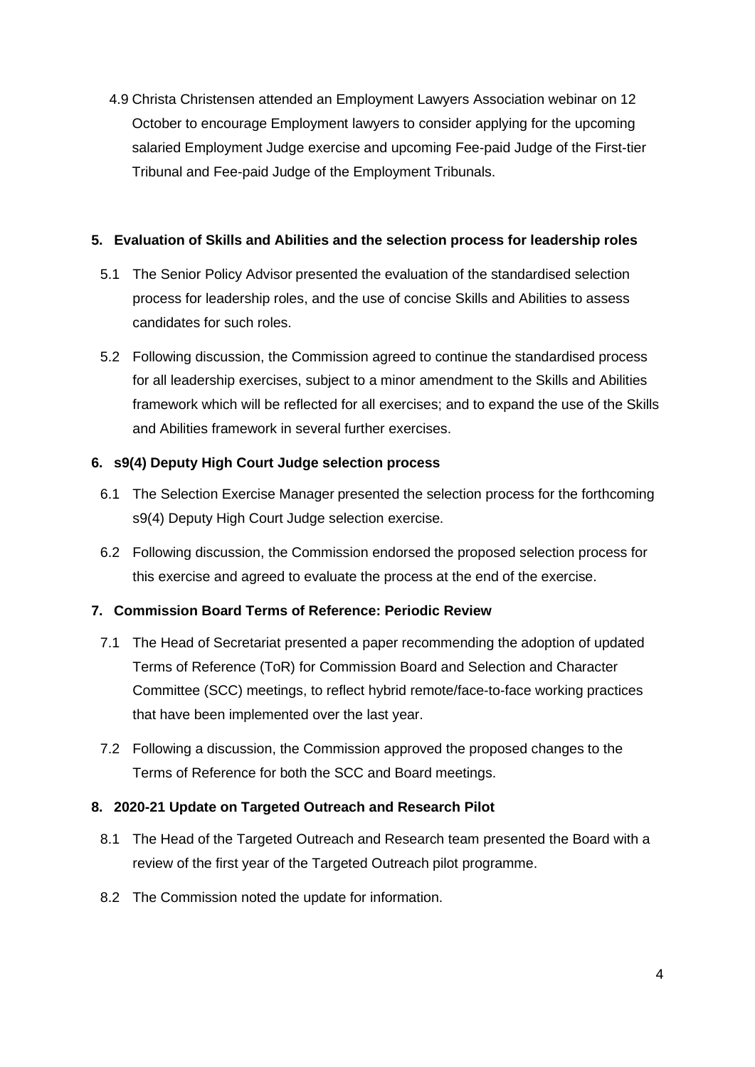4.9 Christa Christensen attended an Employment Lawyers Association webinar on 12 October to encourage Employment lawyers to consider applying for the upcoming salaried Employment Judge exercise and upcoming Fee-paid Judge of the First-tier Tribunal and Fee-paid Judge of the Employment Tribunals.

## 5. Evaluation of Skills and Abilities and the selection process for leadership roles

5.1 The Senior Policy Advisor presented the evaluation of the standardised selection process for leadership roles, and the use of concise Skills and Abilities to assess candidates for such roles.

5.2 Following discussion, the Commission agreed to continue the standardised process for all leadership exercises, subject to a minor amendment to the Skills and Abilities framework which will be reflected for all exercises; and to expand the use of the Skills and Abilities framework in several further exercises.

## 6. s9(4) Deputy High Court Judge selection process

6.1 The Selection Exercise Manager presented the selection process for the forthcoming s9(4) Deputy High Court Judge selection exercise.

6.2 Following discussion, the Commission endorsed the proposed selection process for this exercise and agreed to evaluate the process at the end of the exercise.

## 7. Commission Board Terms of Reference: Periodic Review

7.1 The Head of Secretariat presented a paper recommending the adoption of updated Terms of Reference (ToR) for Commission Board and Selection and Character Committee (SCC) meetings, to reflect hybrid remote/face-to-face working practices that have been implemented over the last year.

7.2 Following a discussion, the Commission approved the proposed changes to the Terms of Reference for both the SCC and Board meetings.

## 8. 2020-21 Update on Targeted Outreach and Research Pilot

8.1 The Head of the Targeted Outreach and Research team presented the Board with a review of the first year of the Targeted Outreach pilot programme.

8.2 The Commission noted the update for information.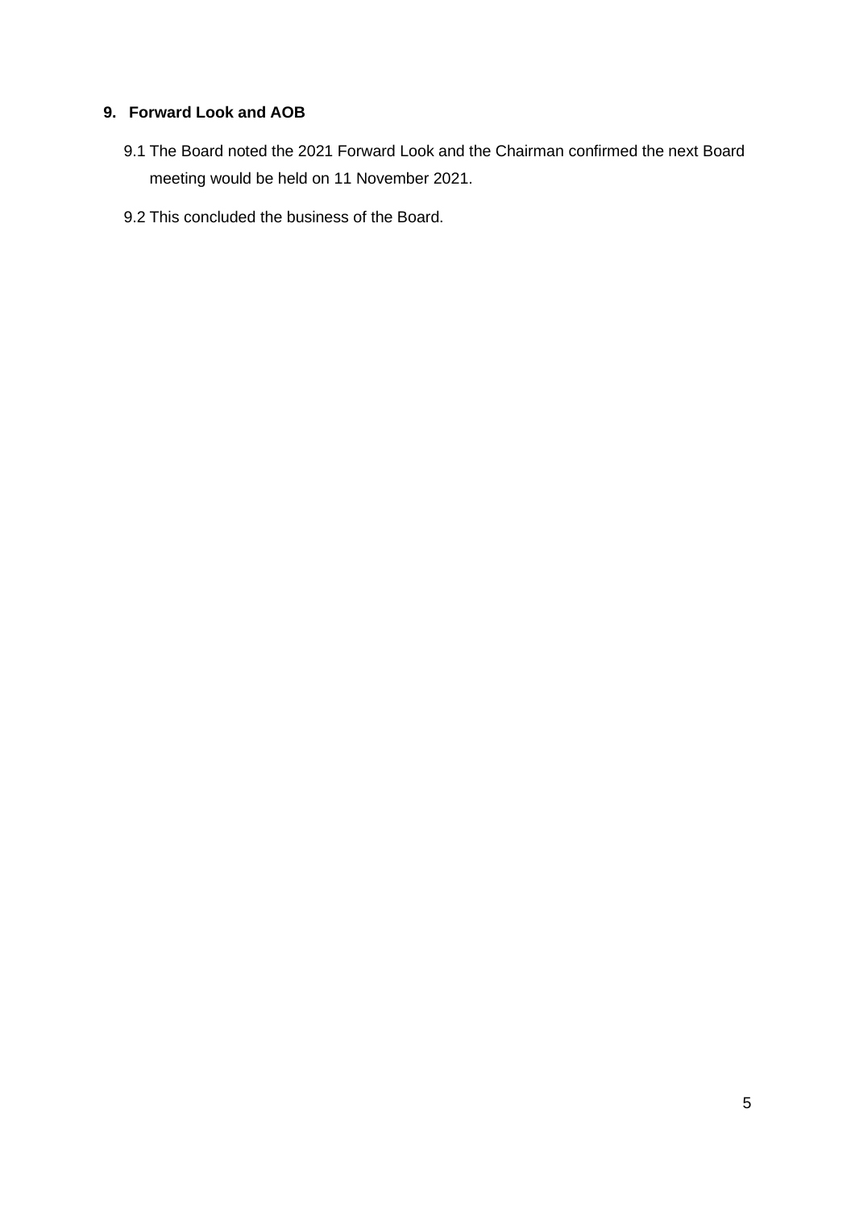## 9. Forward Look and AOB

9.1 The Board noted the 2021 Forward Look and the Chairman confirmed the next Board meeting would be held on 11 November 2021.

9.2 This concluded the business of the Board.